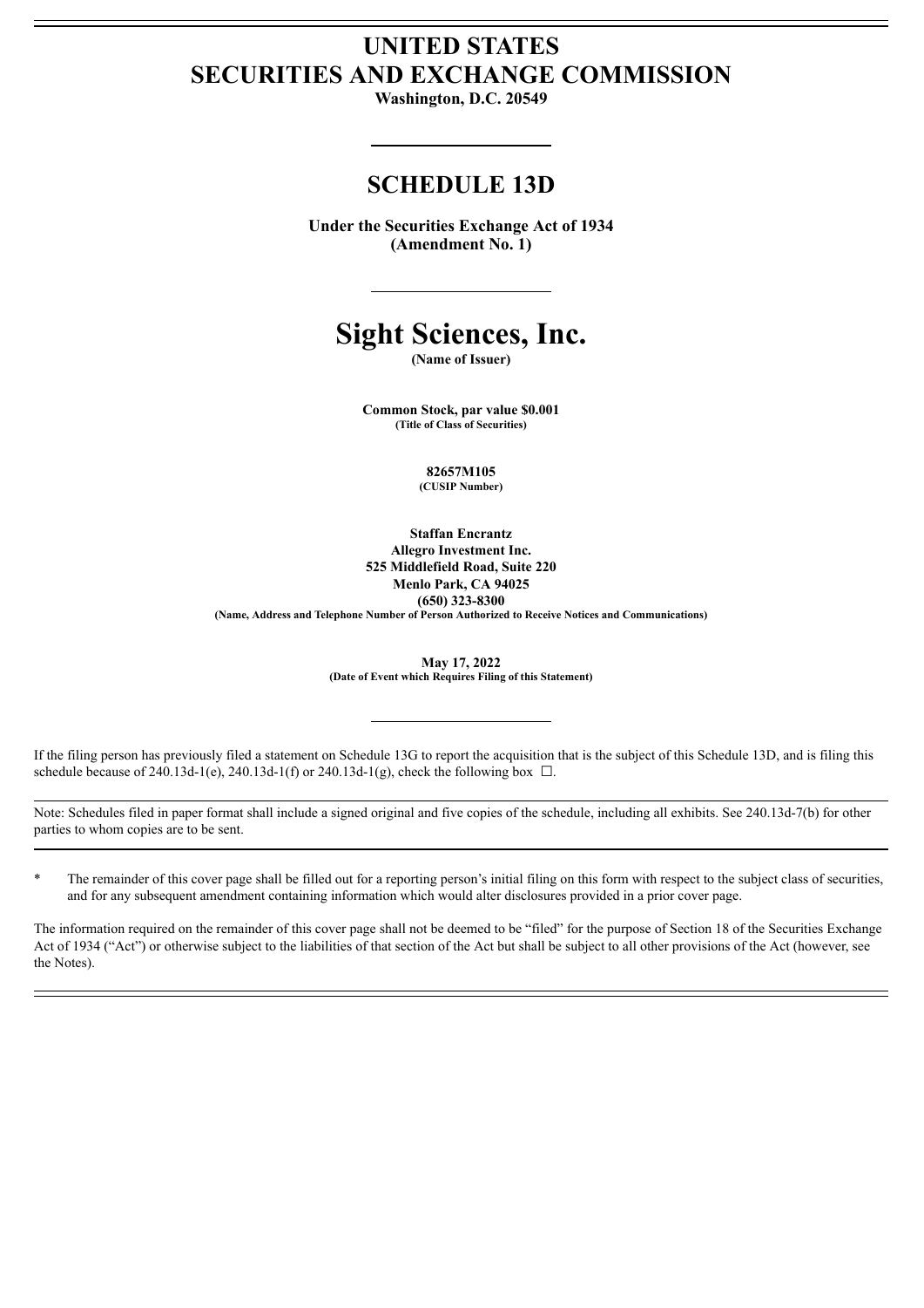# UNITED STATES
# SECURITIES AND EXCHANGE COMMISSION

**Washington, D.C. 20549**

---

## SCHEDULE 13D

**Under the Securities Exchange Act of 1934**
**(Amendment No. 1)**

---

# Sight Sciences, Inc.

**(Name of Issuer)**

**Common Stock, par value $0.001**
**(Title of Class of Securities)**

**82657M105**
**(CUSIP Number)**

**Staffan Encrantz**
**Allegro Investment Inc.**
**525 Middlefield Road, Suite 220**
**Menlo Park, CA 94025**
**(650) 323-8300**
**(Name, Address and Telephone Number of Person Authorized to Receive Notices and Communications)**

**May 17, 2022**
**(Date of Event which Requires Filing of this Statement)**

---

If the filing person has previously filed a statement on Schedule 13G to report the acquisition that is the subject of this Schedule 13D, and is filing this schedule because of 240.13d-1(e), 240.13d-1(f) or 240.13d-1(g), check the following box ☐.

Note: Schedules filed in paper format shall include a signed original and five copies of the schedule, including all exhibits. See 240.13d-7(b) for other parties to whom copies are to be sent.

\* The remainder of this cover page shall be filled out for a reporting person's initial filing on this form with respect to the subject class of securities, and for any subsequent amendment containing information which would alter disclosures provided in a prior cover page.

The information required on the remainder of this cover page shall not be deemed to be "filed" for the purpose of Section 18 of the Securities Exchange Act of 1934 ("Act") or otherwise subject to the liabilities of that section of the Act but shall be subject to all other provisions of the Act (however, see the Notes).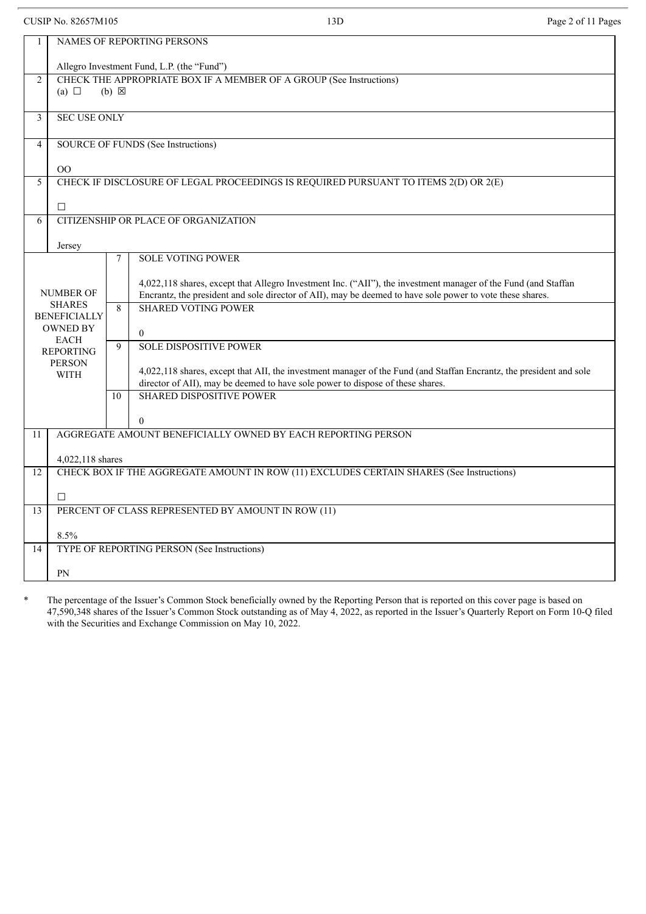CUSIP No. 82657M105 13D

| | | | |
|---|---|---|---|
| 1 | NAMES OF REPORTING PERSONS<br><br>Allegro Investment Fund, L.P. (the "Fund") | | |
| 2 | CHECK THE APPROPRIATE BOX IF A MEMBER OF A GROUP (See Instructions)<br>(a) ☐ (b) ☒ | | |
| 3 | SEC USE ONLY | | |
| 4 | SOURCE OF FUNDS (See Instructions)<br><br>OO | | |
| 5 | CHECK IF DISCLOSURE OF LEGAL PROCEEDINGS IS REQUIRED PURSUANT TO ITEMS 2(D) OR 2(E)<br><br>☐ | | |
| 6 | CITIZENSHIP OR PLACE OF ORGANIZATION<br><br>Jersey | | |
| NUMBER OF SHARES BENEFICIALLY OWNED BY EACH REPORTING PERSON WITH | | 7 | SOLE VOTING POWER<br><br>4,022,118 shares, except that Allegro Investment Inc. ("AII"), the investment manager of the Fund (and Staffan Encrantz, the president and sole director of AII), may be deemed to have sole power to vote these shares. |
| | | 8 | SHARED VOTING POWER<br><br>0 |
| | | 9 | SOLE DISPOSITIVE POWER<br><br>4,022,118 shares, except that AII, the investment manager of the Fund (and Staffan Encrantz, the president and sole director of AII), may be deemed to have sole power to dispose of these shares. |
| | | 10 | SHARED DISPOSITIVE POWER<br><br>0 |
| 11 | AGGREGATE AMOUNT BENEFICIALLY OWNED BY EACH REPORTING PERSON<br><br>4,022,118 shares | | |
| 12 | CHECK BOX IF THE AGGREGATE AMOUNT IN ROW (11) EXCLUDES CERTAIN SHARES (See Instructions)<br><br>☐ | | |
| 13 | PERCENT OF CLASS REPRESENTED BY AMOUNT IN ROW (11)<br><br>8.5% | | |
| 14 | TYPE OF REPORTING PERSON (See Instructions)<br><br>PN | | |

\* The percentage of the Issuer's Common Stock beneficially owned by the Reporting Person that is reported on this cover page is based on 47,590,348 shares of the Issuer's Common Stock outstanding as of May 4, 2022, as reported in the Issuer's Quarterly Report on Form 10-Q filed with the Securities and Exchange Commission on May 10, 2022.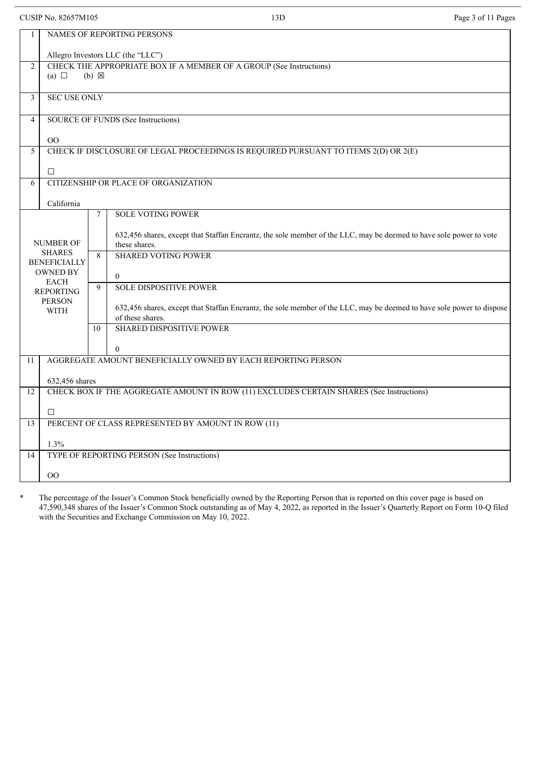| | | | |
|---|---|---|---|
| 1 | NAMES OF REPORTING PERSONS<br><br>Allegro Investors LLC (the "LLC") | | |
| 2 | CHECK THE APPROPRIATE BOX IF A MEMBER OF A GROUP (See Instructions)<br>(a) ☐ (b) ☒ | | |
| 3 | SEC USE ONLY | | |
| 4 | SOURCE OF FUNDS (See Instructions)<br><br>OO | | |
| 5 | CHECK IF DISCLOSURE OF LEGAL PROCEEDINGS IS REQUIRED PURSUANT TO ITEMS 2(D) OR 2(E)<br><br>☐ | | |
| 6 | CITIZENSHIP OR PLACE OF ORGANIZATION<br><br>California | | |
| NUMBER OF SHARES BENEFICIALLY OWNED BY EACH REPORTING PERSON WITH | | 7 | SOLE VOTING POWER<br><br>632,456 shares, except that Staffan Encrantz, the sole member of the LLC, may be deemed to have sole power to vote these shares. |
| | | 8 | SHARED VOTING POWER<br><br>0 |
| | | 9 | SOLE DISPOSITIVE POWER<br><br>632,456 shares, except that Staffan Encrantz, the sole member of the LLC, may be deemed to have sole power to dispose of these shares. |
| | | 10 | SHARED DISPOSITIVE POWER<br><br>0 |
| 11 | AGGREGATE AMOUNT BENEFICIALLY OWNED BY EACH REPORTING PERSON<br><br>632,456 shares | | |
| 12 | CHECK BOX IF THE AGGREGATE AMOUNT IN ROW (11) EXCLUDES CERTAIN SHARES (See Instructions)<br><br>☐ | | |
| 13 | PERCENT OF CLASS REPRESENTED BY AMOUNT IN ROW (11)<br><br>1.3% | | |
| 14 | TYPE OF REPORTING PERSON (See Instructions)<br><br>OO | | |

\* The percentage of the Issuer's Common Stock beneficially owned by the Reporting Person that is reported on this cover page is based on 47,590,348 shares of the Issuer's Common Stock outstanding as of May 4, 2022, as reported in the Issuer's Quarterly Report on Form 10-Q filed with the Securities and Exchange Commission on May 10, 2022.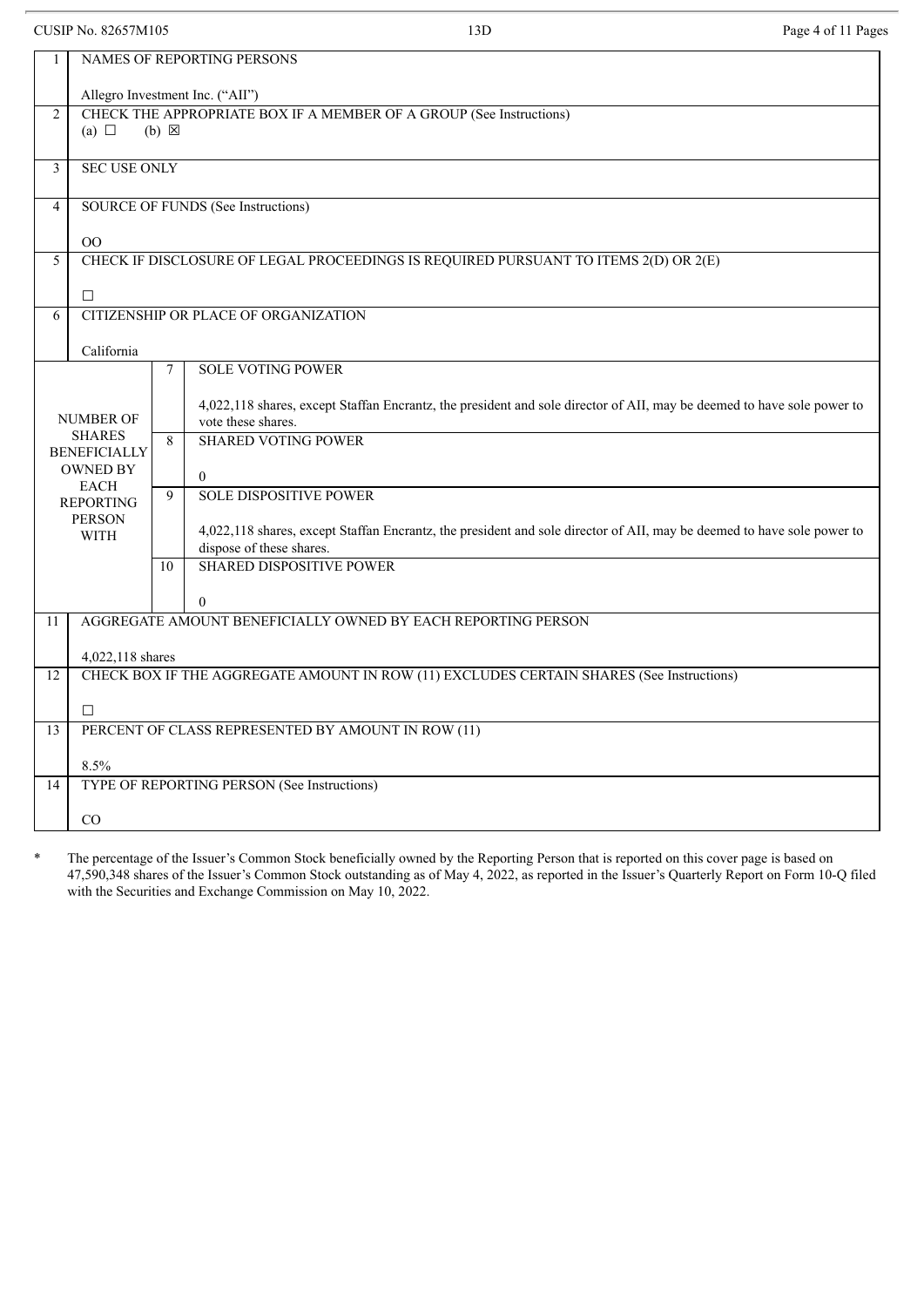CUSIP No. 82657M105 13D

| | | | |
|---|---|---|---|
| 1 | NAMES OF REPORTING PERSONS<br><br>Allegro Investment Inc. ("AII") | | |
| 2 | CHECK THE APPROPRIATE BOX IF A MEMBER OF A GROUP (See Instructions)<br>(a) ☐ (b) ☒ | | |
| 3 | SEC USE ONLY | | |
| 4 | SOURCE OF FUNDS (See Instructions)<br><br>OO | | |
| 5 | CHECK IF DISCLOSURE OF LEGAL PROCEEDINGS IS REQUIRED PURSUANT TO ITEMS 2(D) OR 2(E)<br><br>☐ | | |
| 6 | CITIZENSHIP OR PLACE OF ORGANIZATION<br><br>California | | |
| NUMBER OF SHARES BENEFICIALLY OWNED BY EACH REPORTING PERSON WITH | | 7 | SOLE VOTING POWER<br><br>4,022,118 shares, except Staffan Encrantz, the president and sole director of AII, may be deemed to have sole power to vote these shares. |
| | | 8 | SHARED VOTING POWER<br><br>0 |
| | | 9 | SOLE DISPOSITIVE POWER<br><br>4,022,118 shares, except Staffan Encrantz, the president and sole director of AII, may be deemed to have sole power to dispose of these shares. |
| | | 10 | SHARED DISPOSITIVE POWER<br><br>0 |
| 11 | AGGREGATE AMOUNT BENEFICIALLY OWNED BY EACH REPORTING PERSON<br><br>4,022,118 shares | | |
| 12 | CHECK BOX IF THE AGGREGATE AMOUNT IN ROW (11) EXCLUDES CERTAIN SHARES (See Instructions)<br><br>☐ | | |
| 13 | PERCENT OF CLASS REPRESENTED BY AMOUNT IN ROW (11)<br><br>8.5% | | |
| 14 | TYPE OF REPORTING PERSON (See Instructions)<br><br>CO | | |

\* The percentage of the Issuer's Common Stock beneficially owned by the Reporting Person that is reported on this cover page is based on 47,590,348 shares of the Issuer's Common Stock outstanding as of May 4, 2022, as reported in the Issuer's Quarterly Report on Form 10-Q filed with the Securities and Exchange Commission on May 10, 2022.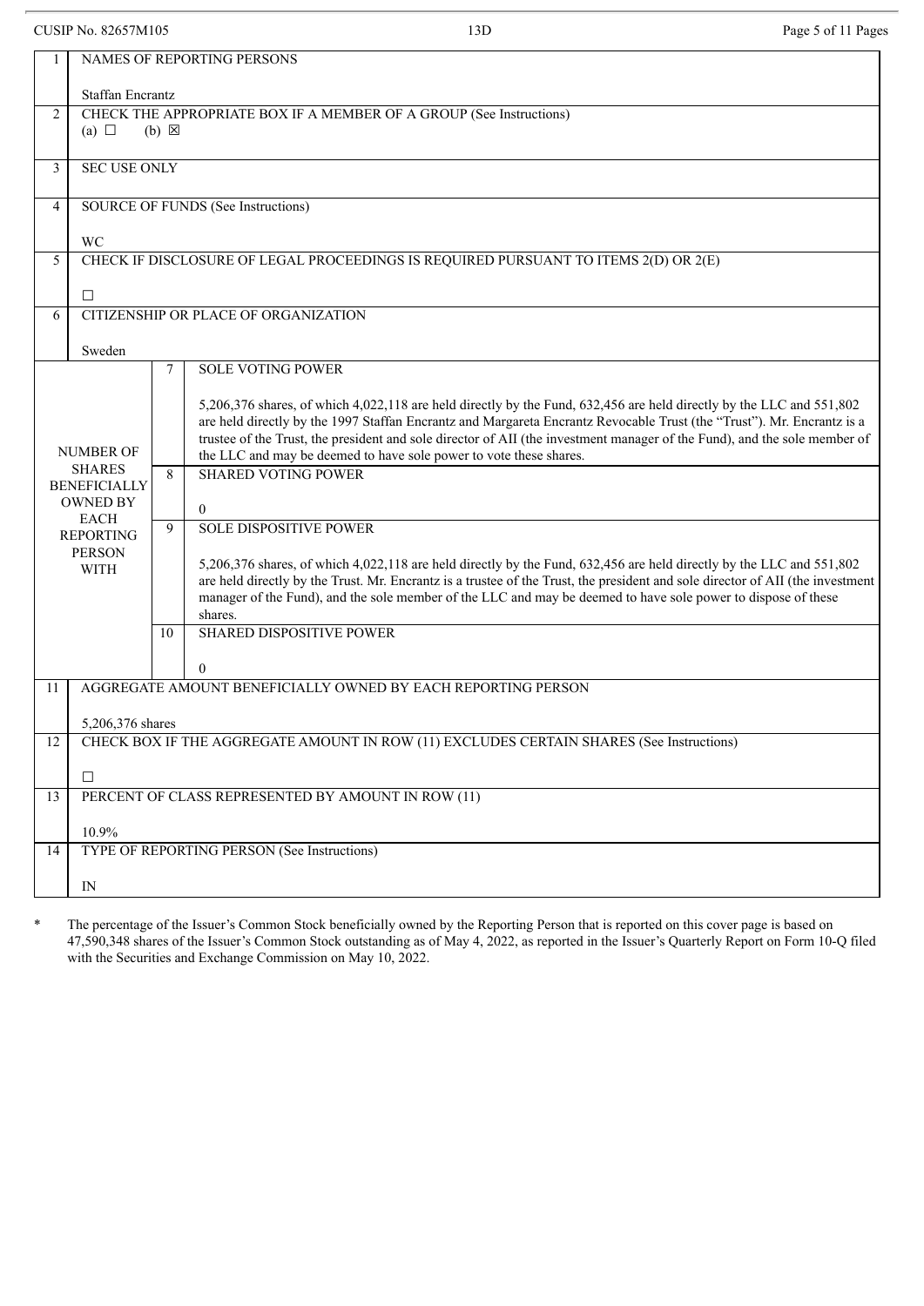CUSIP No. 82657M105

13D

| | | |
|---|---|---|
| 1 | NAMES OF REPORTING PERSONS<br><br>Staffan Encrantz | |
| 2 | CHECK THE APPROPRIATE BOX IF A MEMBER OF A GROUP (See Instructions)<br>(a) ☐ (b) ☒ | |
| 3 | SEC USE ONLY | |
| 4 | SOURCE OF FUNDS (See Instructions)<br><br>WC | |
| 5 | CHECK IF DISCLOSURE OF LEGAL PROCEEDINGS IS REQUIRED PURSUANT TO ITEMS 2(D) OR 2(E)<br><br>☐ | |
| 6 | CITIZENSHIP OR PLACE OF ORGANIZATION<br><br>Sweden | |
| NUMBER OF SHARES BENEFICIALLY OWNED BY EACH REPORTING PERSON WITH | 7 | SOLE VOTING POWER<br><br>5,206,376 shares, of which 4,022,118 are held directly by the Fund, 632,456 are held directly by the LLC and 551,802 are held directly by the 1997 Staffan Encrantz and Margareta Encrantz Revocable Trust (the "Trust"). Mr. Encrantz is a trustee of the Trust, the president and sole director of AII (the investment manager of the Fund), and the sole member of the LLC and may be deemed to have sole power to vote these shares. |
| | 8 | SHARED VOTING POWER<br><br>0 |
| | 9 | SOLE DISPOSITIVE POWER<br><br>5,206,376 shares, of which 4,022,118 are held directly by the Fund, 632,456 are held directly by the LLC and 551,802 are held directly by the Trust. Mr. Encrantz is a trustee of the Trust, the president and sole director of AII (the investment manager of the Fund), and the sole member of the LLC and may be deemed to have sole power to dispose of these shares. |
| | 10 | SHARED DISPOSITIVE POWER<br><br>0 |
| 11 | AGGREGATE AMOUNT BENEFICIALLY OWNED BY EACH REPORTING PERSON<br><br>5,206,376 shares | |
| 12 | CHECK BOX IF THE AGGREGATE AMOUNT IN ROW (11) EXCLUDES CERTAIN SHARES (See Instructions)<br><br>☐ | |
| 13 | PERCENT OF CLASS REPRESENTED BY AMOUNT IN ROW (11)<br><br>10.9% | |
| 14 | TYPE OF REPORTING PERSON (See Instructions)<br><br>IN | |

\* The percentage of the Issuer's Common Stock beneficially owned by the Reporting Person that is reported on this cover page is based on 47,590,348 shares of the Issuer's Common Stock outstanding as of May 4, 2022, as reported in the Issuer's Quarterly Report on Form 10-Q filed with the Securities and Exchange Commission on May 10, 2022.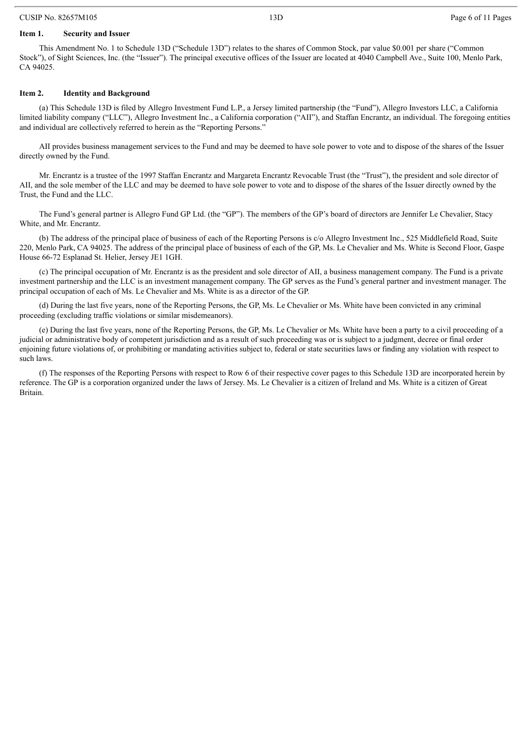**Item 1. Security and Issuer**

This Amendment No. 1 to Schedule 13D ("Schedule 13D") relates to the shares of Common Stock, par value $0.001 per share ("Common Stock"), of Sight Sciences, Inc. (the "Issuer"). The principal executive offices of the Issuer are located at 4040 Campbell Ave., Suite 100, Menlo Park, CA 94025.

**Item 2. Identity and Background**

(a) This Schedule 13D is filed by Allegro Investment Fund L.P., a Jersey limited partnership (the "Fund"), Allegro Investors LLC, a California limited liability company ("LLC"), Allegro Investment Inc., a California corporation ("AII"), and Staffan Encrantz, an individual. The foregoing entities and individual are collectively referred to herein as the "Reporting Persons."

AII provides business management services to the Fund and may be deemed to have sole power to vote and to dispose of the shares of the Issuer directly owned by the Fund.

Mr. Encrantz is a trustee of the 1997 Staffan Encrantz and Margareta Encrantz Revocable Trust (the "Trust"), the president and sole director of AII, and the sole member of the LLC and may be deemed to have sole power to vote and to dispose of the shares of the Issuer directly owned by the Trust, the Fund and the LLC.

The Fund's general partner is Allegro Fund GP Ltd. (the "GP"). The members of the GP's board of directors are Jennifer Le Chevalier, Stacy White, and Mr. Encrantz.

(b) The address of the principal place of business of each of the Reporting Persons is c/o Allegro Investment Inc., 525 Middlefield Road, Suite 220, Menlo Park, CA 94025. The address of the principal place of business of each of the GP, Ms. Le Chevalier and Ms. White is Second Floor, Gaspe House 66-72 Esplanad St. Helier, Jersey JE1 1GH.

(c) The principal occupation of Mr. Encrantz is as the president and sole director of AII, a business management company. The Fund is a private investment partnership and the LLC is an investment management company. The GP serves as the Fund's general partner and investment manager. The principal occupation of each of Ms. Le Chevalier and Ms. White is as a director of the GP.

(d) During the last five years, none of the Reporting Persons, the GP, Ms. Le Chevalier or Ms. White have been convicted in any criminal proceeding (excluding traffic violations or similar misdemeanors).

(e) During the last five years, none of the Reporting Persons, the GP, Ms. Le Chevalier or Ms. White have been a party to a civil proceeding of a judicial or administrative body of competent jurisdiction and as a result of such proceeding was or is subject to a judgment, decree or final order enjoining future violations of, or prohibiting or mandating activities subject to, federal or state securities laws or finding any violation with respect to such laws.

(f) The responses of the Reporting Persons with respect to Row 6 of their respective cover pages to this Schedule 13D are incorporated herein by reference. The GP is a corporation organized under the laws of Jersey. Ms. Le Chevalier is a citizen of Ireland and Ms. White is a citizen of Great Britain.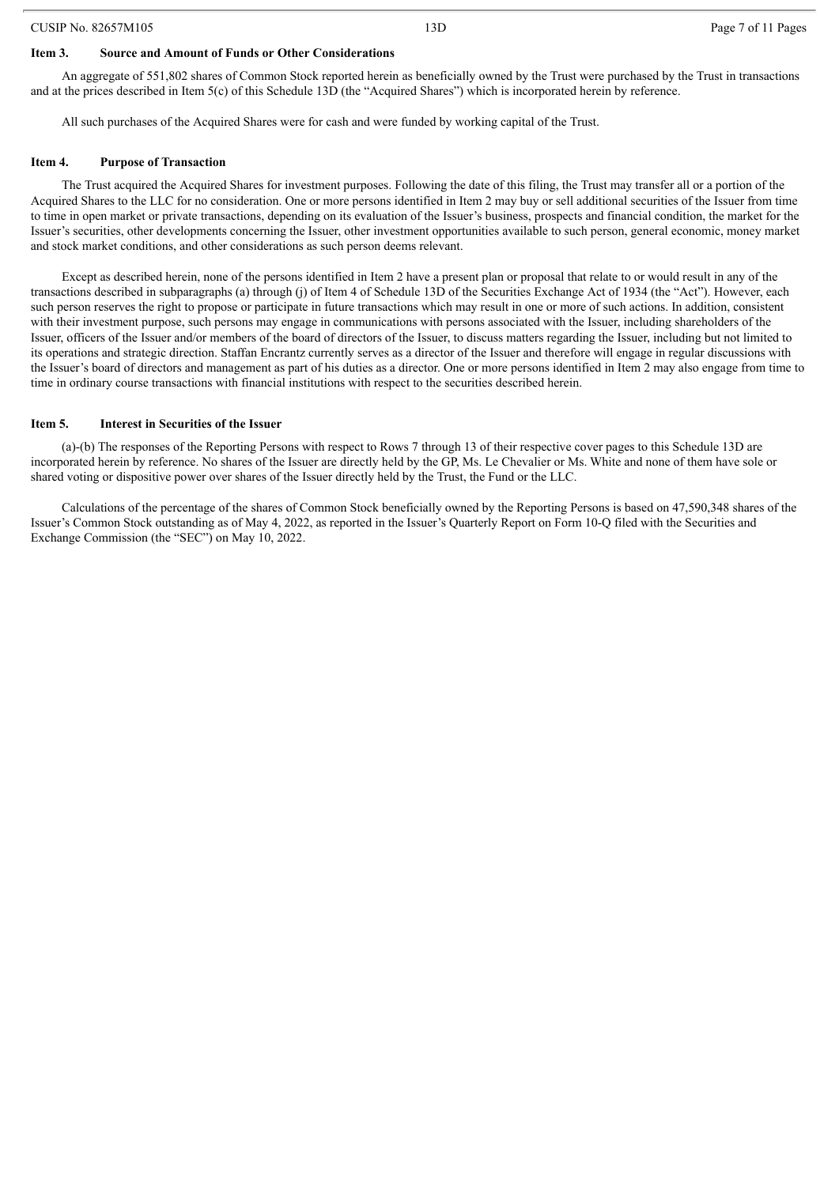### Item 3. Source and Amount of Funds or Other Considerations

An aggregate of 551,802 shares of Common Stock reported herein as beneficially owned by the Trust were purchased by the Trust in transactions and at the prices described in Item 5(c) of this Schedule 13D (the "Acquired Shares") which is incorporated herein by reference.

All such purchases of the Acquired Shares were for cash and were funded by working capital of the Trust.

### Item 4. Purpose of Transaction

The Trust acquired the Acquired Shares for investment purposes. Following the date of this filing, the Trust may transfer all or a portion of the Acquired Shares to the LLC for no consideration. One or more persons identified in Item 2 may buy or sell additional securities of the Issuer from time to time in open market or private transactions, depending on its evaluation of the Issuer's business, prospects and financial condition, the market for the Issuer's securities, other developments concerning the Issuer, other investment opportunities available to such person, general economic, money market and stock market conditions, and other considerations as such person deems relevant.

Except as described herein, none of the persons identified in Item 2 have a present plan or proposal that relate to or would result in any of the transactions described in subparagraphs (a) through (j) of Item 4 of Schedule 13D of the Securities Exchange Act of 1934 (the "Act"). However, each such person reserves the right to propose or participate in future transactions which may result in one or more of such actions. In addition, consistent with their investment purpose, such persons may engage in communications with persons associated with the Issuer, including shareholders of the Issuer, officers of the Issuer and/or members of the board of directors of the Issuer, to discuss matters regarding the Issuer, including but not limited to its operations and strategic direction. Staffan Encrantz currently serves as a director of the Issuer and therefore will engage in regular discussions with the Issuer's board of directors and management as part of his duties as a director. One or more persons identified in Item 2 may also engage from time to time in ordinary course transactions with financial institutions with respect to the securities described herein.

### Item 5. Interest in Securities of the Issuer

(a)-(b) The responses of the Reporting Persons with respect to Rows 7 through 13 of their respective cover pages to this Schedule 13D are incorporated herein by reference. No shares of the Issuer are directly held by the GP, Ms. Le Chevalier or Ms. White and none of them have sole or shared voting or dispositive power over shares of the Issuer directly held by the Trust, the Fund or the LLC.

Calculations of the percentage of the shares of Common Stock beneficially owned by the Reporting Persons is based on 47,590,348 shares of the Issuer's Common Stock outstanding as of May 4, 2022, as reported in the Issuer's Quarterly Report on Form 10-Q filed with the Securities and Exchange Commission (the "SEC") on May 10, 2022.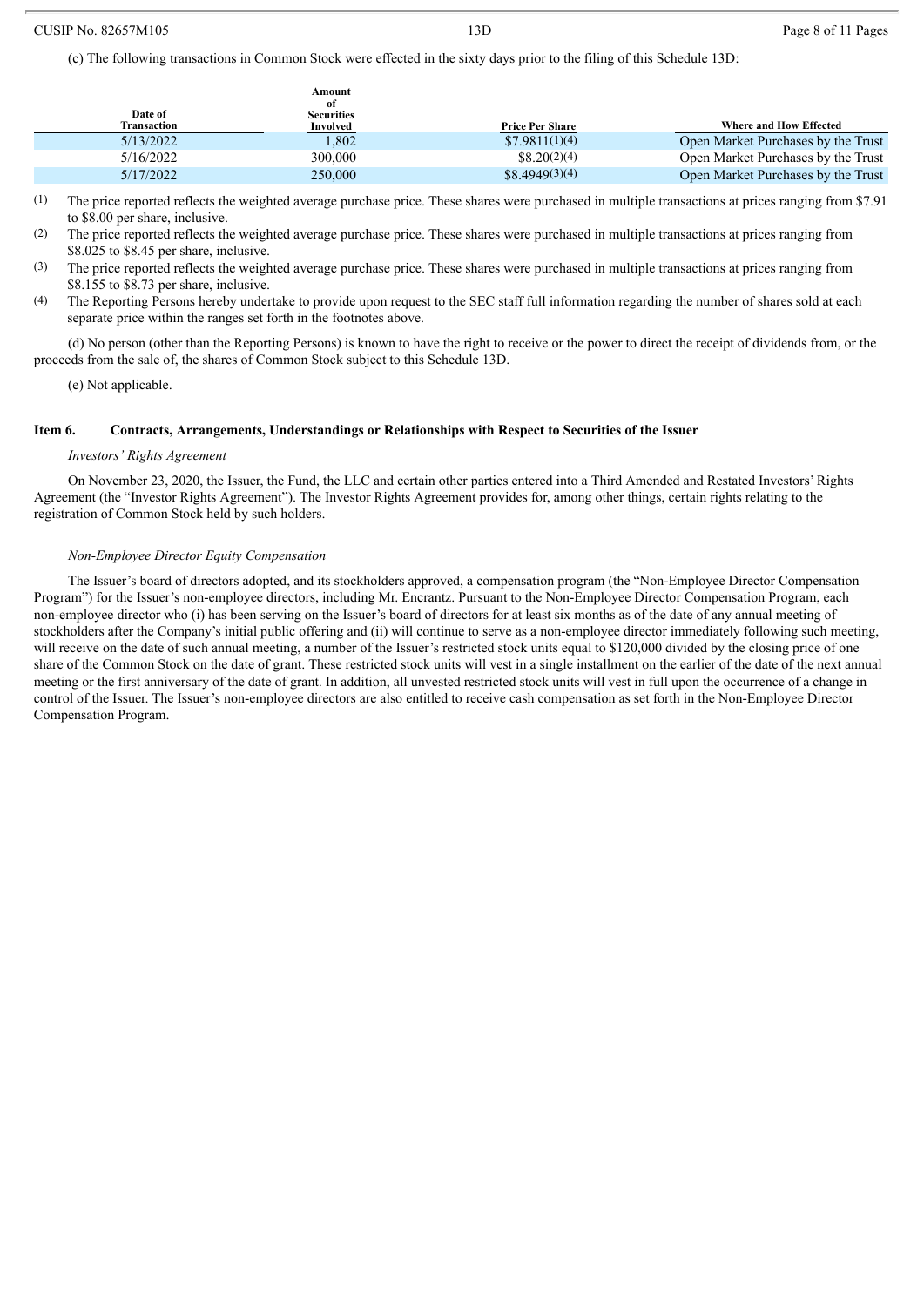(c) The following transactions in Common Stock were effected in the sixty days prior to the filing of this Schedule 13D:

| Date of Transaction | Amount of Securities Involved | Price Per Share | Where and How Effected |
| --- | --- | --- | --- |
| 5/13/2022 | 1,802 | $7.9811(1)(4) | Open Market Purchases by the Trust |
| 5/16/2022 | 300,000 | $8.20(2)(4) | Open Market Purchases by the Trust |
| 5/17/2022 | 250,000 | $8.4949(3)(4) | Open Market Purchases by the Trust |

(1) The price reported reflects the weighted average purchase price. These shares were purchased in multiple transactions at prices ranging from $7.91 to $8.00 per share, inclusive.

(2) The price reported reflects the weighted average purchase price. These shares were purchased in multiple transactions at prices ranging from $8.025 to $8.45 per share, inclusive.

(3) The price reported reflects the weighted average purchase price. These shares were purchased in multiple transactions at prices ranging from $8.155 to $8.73 per share, inclusive.

(4) The Reporting Persons hereby undertake to provide upon request to the SEC staff full information regarding the number of shares sold at each separate price within the ranges set forth in the footnotes above.

(d) No person (other than the Reporting Persons) is known to have the right to receive or the power to direct the receipt of dividends from, or the proceeds from the sale of, the shares of Common Stock subject to this Schedule 13D.

(e) Not applicable.

## Item 6. Contracts, Arrangements, Understandings or Relationships with Respect to Securities of the Issuer

*Investors' Rights Agreement*

On November 23, 2020, the Issuer, the Fund, the LLC and certain other parties entered into a Third Amended and Restated Investors' Rights Agreement (the "Investor Rights Agreement"). The Investor Rights Agreement provides for, among other things, certain rights relating to the registration of Common Stock held by such holders.

*Non-Employee Director Equity Compensation*

The Issuer's board of directors adopted, and its stockholders approved, a compensation program (the "Non-Employee Director Compensation Program") for the Issuer's non-employee directors, including Mr. Encrantz. Pursuant to the Non-Employee Director Compensation Program, each non-employee director who (i) has been serving on the Issuer's board of directors for at least six months as of the date of any annual meeting of stockholders after the Company's initial public offering and (ii) will continue to serve as a non-employee director immediately following such meeting, will receive on the date of such annual meeting, a number of the Issuer's restricted stock units equal to $120,000 divided by the closing price of one share of the Common Stock on the date of grant. These restricted stock units will vest in a single installment on the earlier of the date of the next annual meeting or the first anniversary of the date of grant. In addition, all unvested restricted stock units will vest in full upon the occurrence of a change in control of the Issuer. The Issuer's non-employee directors are also entitled to receive cash compensation as set forth in the Non-Employee Director Compensation Program.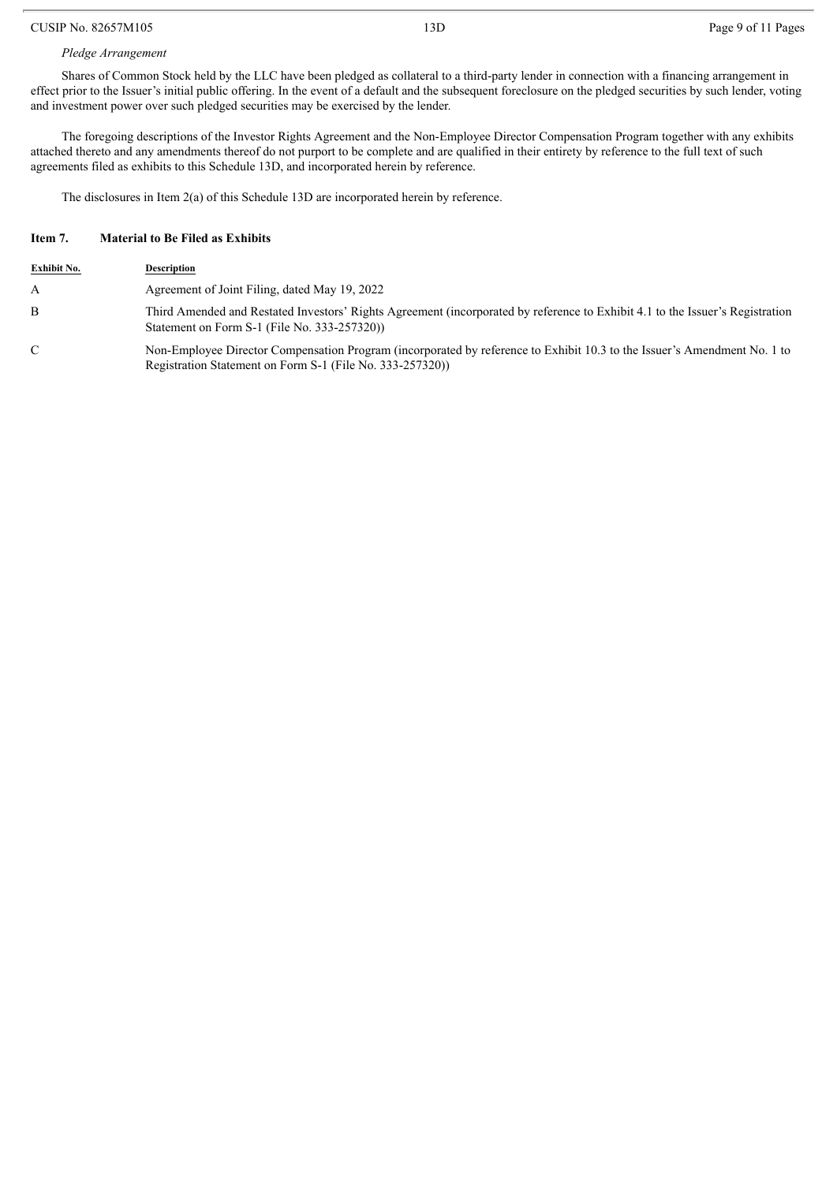*Pledge Arrangement*

Shares of Common Stock held by the LLC have been pledged as collateral to a third-party lender in connection with a financing arrangement in effect prior to the Issuer's initial public offering. In the event of a default and the subsequent foreclosure on the pledged securities by such lender, voting and investment power over such pledged securities may be exercised by the lender.

The foregoing descriptions of the Investor Rights Agreement and the Non-Employee Director Compensation Program together with any exhibits attached thereto and any amendments thereof do not purport to be complete and are qualified in their entirety by reference to the full text of such agreements filed as exhibits to this Schedule 13D, and incorporated herein by reference.

The disclosures in Item 2(a) of this Schedule 13D are incorporated herein by reference.

**Item 7. Material to Be Filed as Exhibits**

| Exhibit No. | Description |
|---|---|
| A | Agreement of Joint Filing, dated May 19, 2022 |
| B | Third Amended and Restated Investors' Rights Agreement (incorporated by reference to Exhibit 4.1 to the Issuer's Registration Statement on Form S-1 (File No. 333-257320)) |
| C | Non-Employee Director Compensation Program (incorporated by reference to Exhibit 10.3 to the Issuer's Amendment No. 1 to Registration Statement on Form S-1 (File No. 333-257320)) |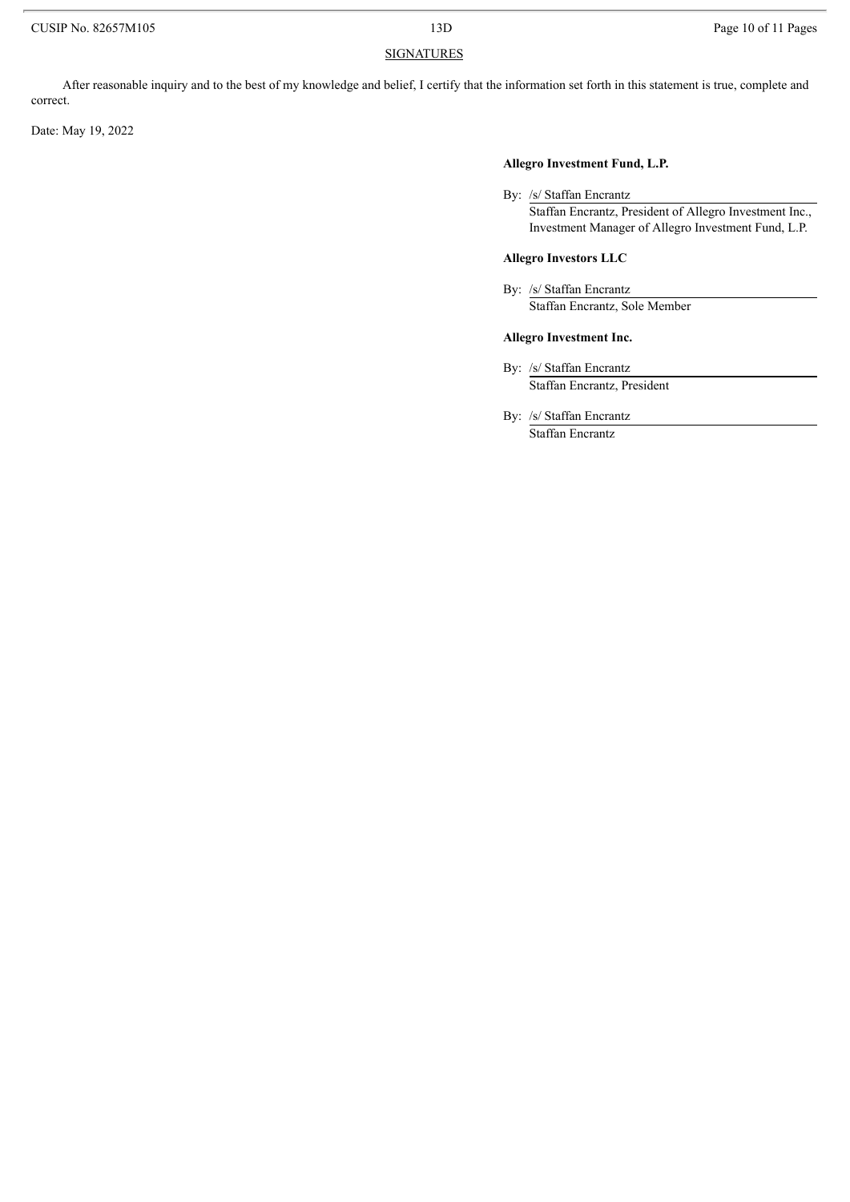## SIGNATURES

After reasonable inquiry and to the best of my knowledge and belief, I certify that the information set forth in this statement is true, complete and correct.

Date: May 19, 2022

**Allegro Investment Fund, L.P.**

By: /s/ Staffan Encrantz
Staffan Encrantz, President of Allegro Investment Inc., Investment Manager of Allegro Investment Fund, L.P.

**Allegro Investors LLC**

By: /s/ Staffan Encrantz
Staffan Encrantz, Sole Member

**Allegro Investment Inc.**

By: /s/ Staffan Encrantz
Staffan Encrantz, President

By: /s/ Staffan Encrantz
Staffan Encrantz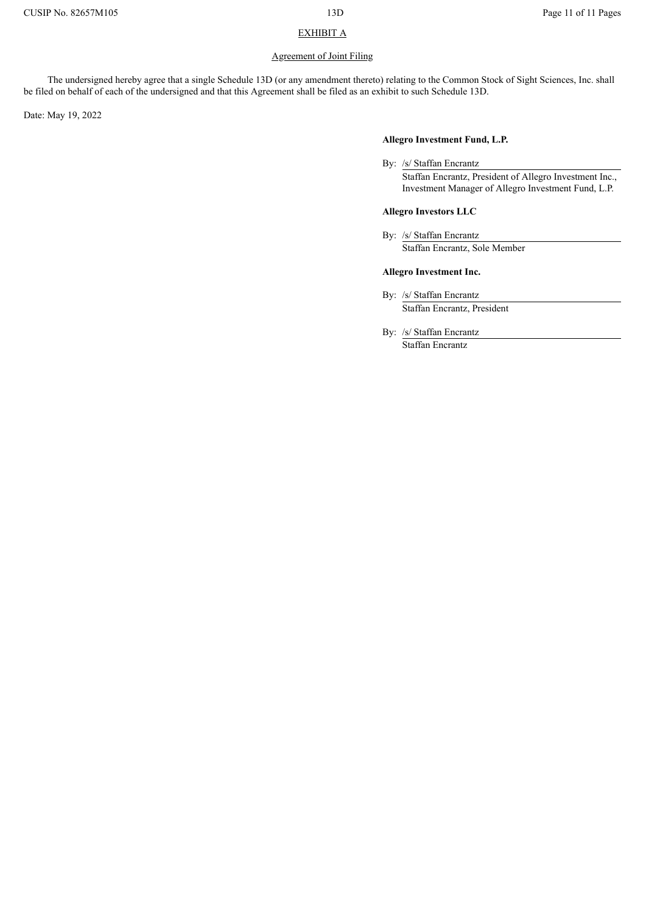# EXHIBIT A

## Agreement of Joint Filing

The undersigned hereby agree that a single Schedule 13D (or any amendment thereto) relating to the Common Stock of Sight Sciences, Inc. shall be filed on behalf of each of the undersigned and that this Agreement shall be filed as an exhibit to such Schedule 13D.

Date: May 19, 2022

**Allegro Investment Fund, L.P.**

By: /s/ Staffan Encrantz
Staffan Encrantz, President of Allegro Investment Inc., Investment Manager of Allegro Investment Fund, L.P.

**Allegro Investors LLC**

By: /s/ Staffan Encrantz
Staffan Encrantz, Sole Member

**Allegro Investment Inc.**

By: /s/ Staffan Encrantz
Staffan Encrantz, President

By: /s/ Staffan Encrantz
Staffan Encrantz